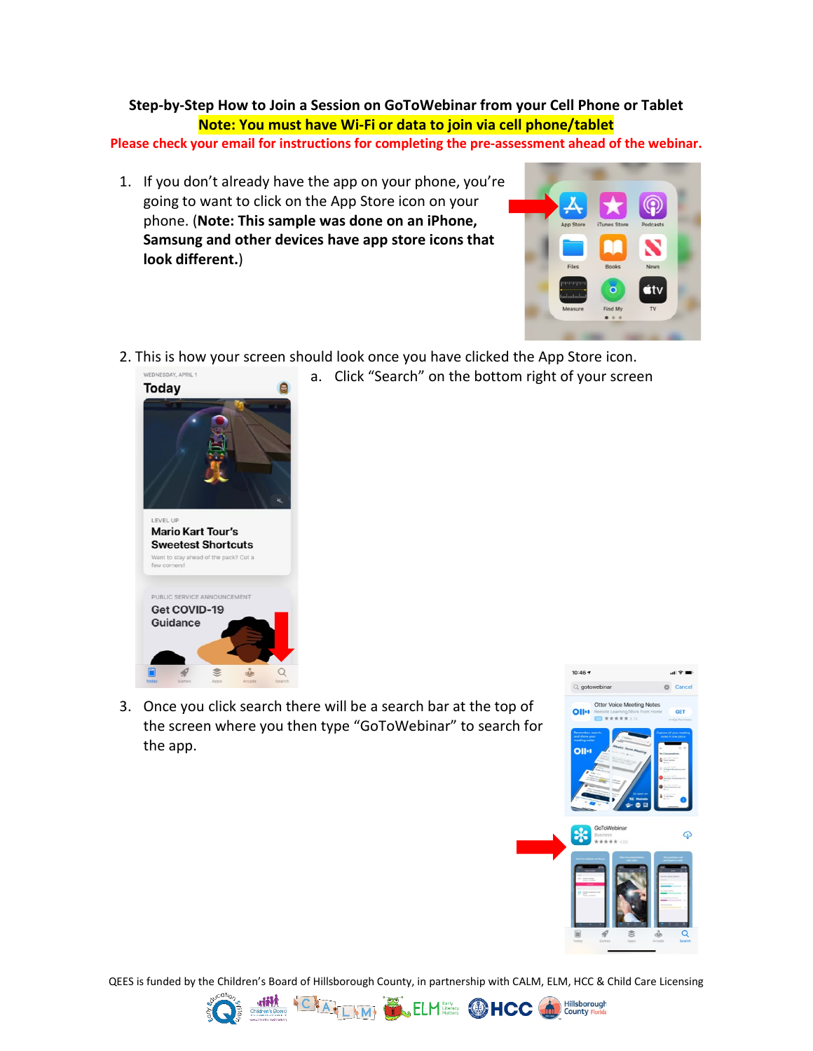**Step-by-Step How to Join a Session on GoToWebinar from your Cell Phone or Tablet**

**Note: You must have Wi-Fi or data to join via cell phone/tablet**

**Please check your email for instructions for completing the pre-assessment ahead of the webinar.**

1. If you don't already have the app on your phone, you're going to want to click on the App Store icon on your phone. (**Note: This sample was done on an iPhone, Samsung and other devices have app store icons that look different.**)

2. This is how your screen should look once you have clicked the App Store icon.
   a. Click "Search" on the bottom right of your screen

3. Once you click search there will be a search bar at the top of the screen where you then type "GoToWebinar" to search for the app.

QEES is funded by the Children's Board of Hillsborough County, in partnership with CALM, ELM, HCC & Child Care Licensing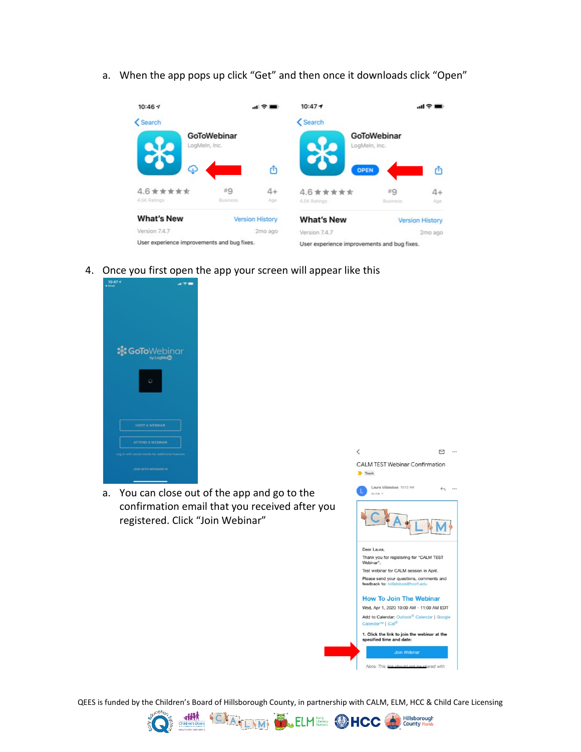a. When the app pops up click “Get” and then once it downloads click “Open”

4. Once you first open the app your screen will appear like this

   a. You can close out of the app and go to the confirmation email that you received after you registered. Click “Join Webinar”

QEES is funded by the Children’s Board of Hillsborough County, in partnership with CALM, ELM, HCC & Child Care Licensing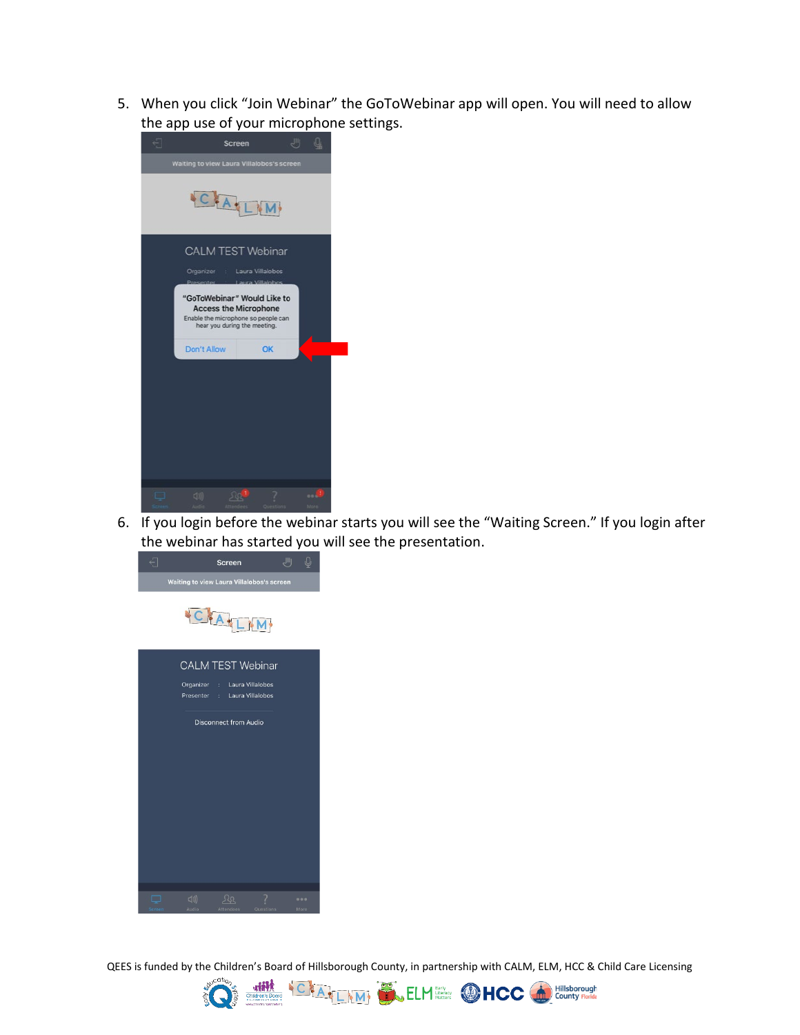5. When you click "Join Webinar" the GoToWebinar app will open. You will need to allow the app use of your microphone settings.

6. If you login before the webinar starts you will see the "Waiting Screen." If you login after the webinar has started you will see the presentation.

QEES is funded by the Children's Board of Hillsborough County, in partnership with CALM, ELM, HCC & Child Care Licensing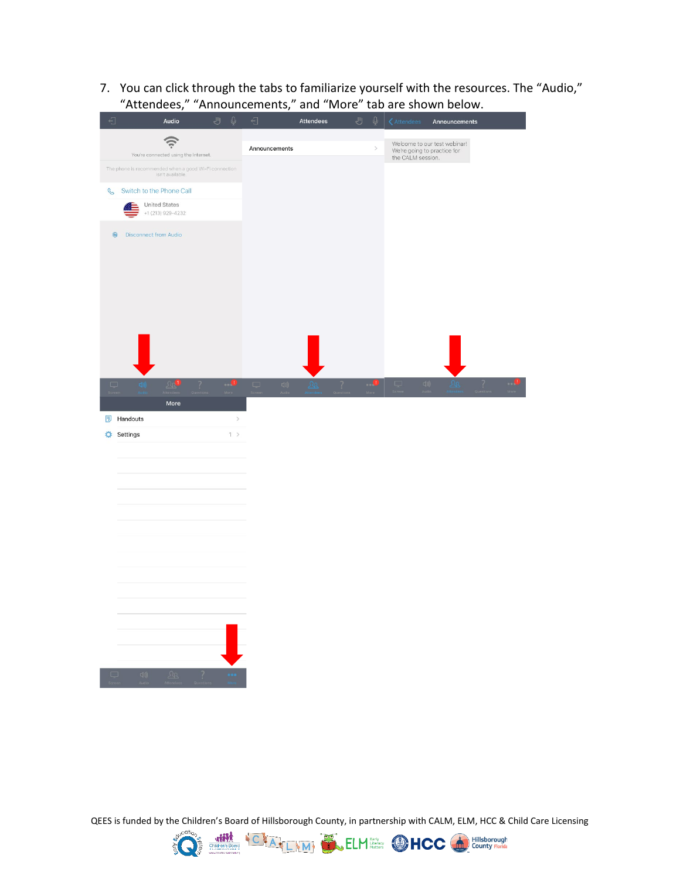7. You can click through the tabs to familiarize yourself with the resources. The "Audio," "Attendees," "Announcements," and "More" tab are shown below.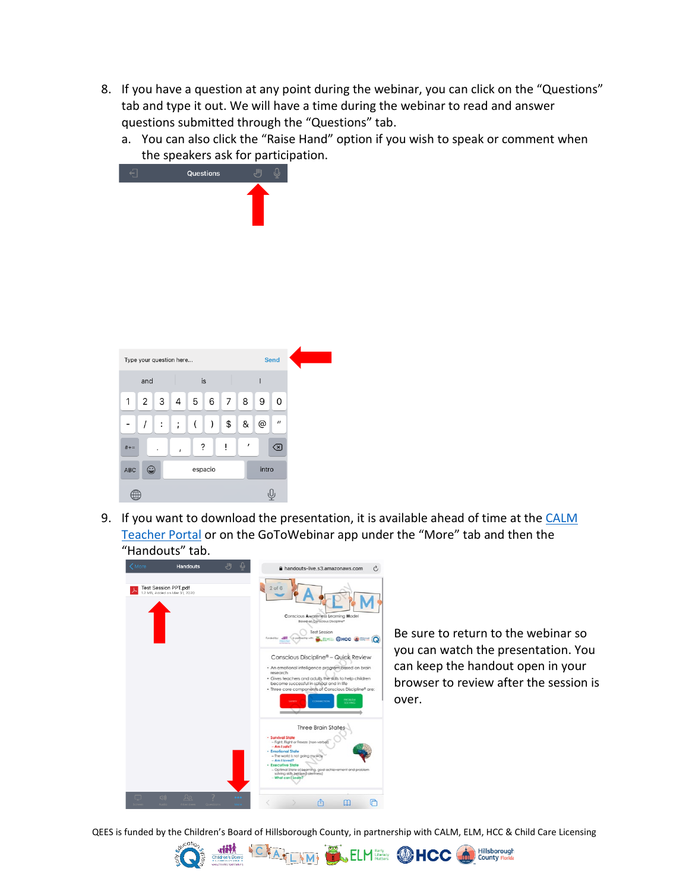8. If you have a question at any point during the webinar, you can click on the "Questions" tab and type it out. We will have a time during the webinar to read and answer questions submitted through the "Questions" tab.
   a. You can also click the "Raise Hand" option if you wish to speak or comment when the speakers ask for participation.

9. If you want to download the presentation, it is available ahead of time at the [CALM Teacher Portal]() or on the GoToWebinar app under the "More" tab and then the "Handouts" tab.

Be sure to return to the webinar so you can watch the presentation. You can keep the handout open in your browser to review after the session is over.

QEES is funded by the Children's Board of Hillsborough County, in partnership with CALM, ELM, HCC & Child Care Licensing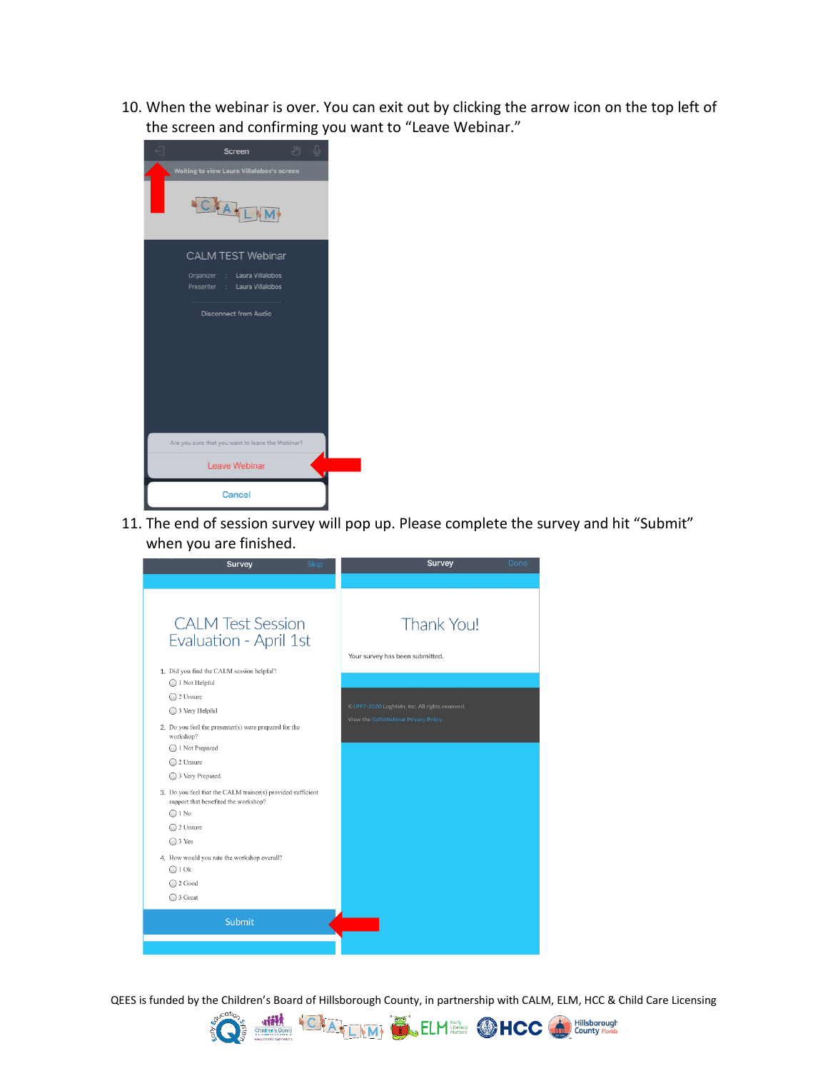10. When the webinar is over. You can exit out by clicking the arrow icon on the top left of the screen and confirming you want to "Leave Webinar."

11. The end of session survey will pop up. Please complete the survey and hit "Submit" when you are finished.

QEES is funded by the Children's Board of Hillsborough County, in partnership with CALM, ELM, HCC & Child Care Licensing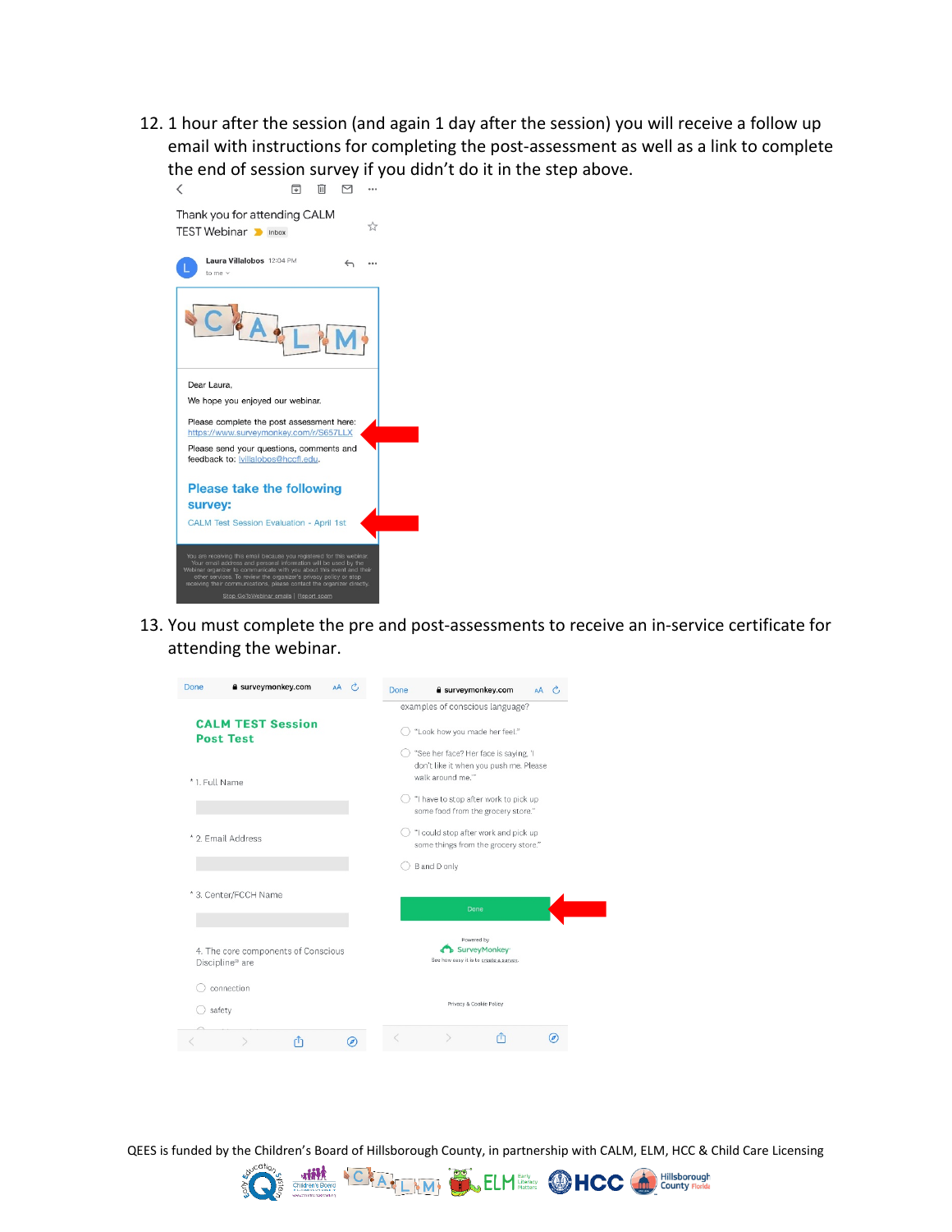12. 1 hour after the session (and again 1 day after the session) you will receive a follow up email with instructions for completing the post-assessment as well as a link to complete the end of session survey if you didn't do it in the step above.

Thank you for attending CALM TEST Webinar

Laura Villalobos 12:04 PM

to me

Dear Laura,

We hope you enjoyed our webinar.

Please complete the post assessment here: https://www.surveymonkey.com/r/S657LLX

Please send your questions, comments and feedback to: lvillalobos@hccfl.edu.

Please take the following survey:

CALM Test Session Evaluation - April 1st

13. You must complete the pre and post-assessments to receive an in-service certificate for attending the webinar.

CALM TEST Session Post Test

* 1. Full Name

* 2. Email Address

* 3. Center/FCCH Name

4. The core components of Conscious Discipline® are

- connection
- safety

examples of conscious language?

- "Look how you made her feel."
- "See her face? Her face is saying, 'I don't like it when you push me. Please walk around me.'"
- "I have to stop after work to pick up some food from the grocery store."
- "I could stop after work and pick up some things from the grocery store."
- B and D only

Done

QEES is funded by the Children's Board of Hillsborough County, in partnership with CALM, ELM, HCC & Child Care Licensing